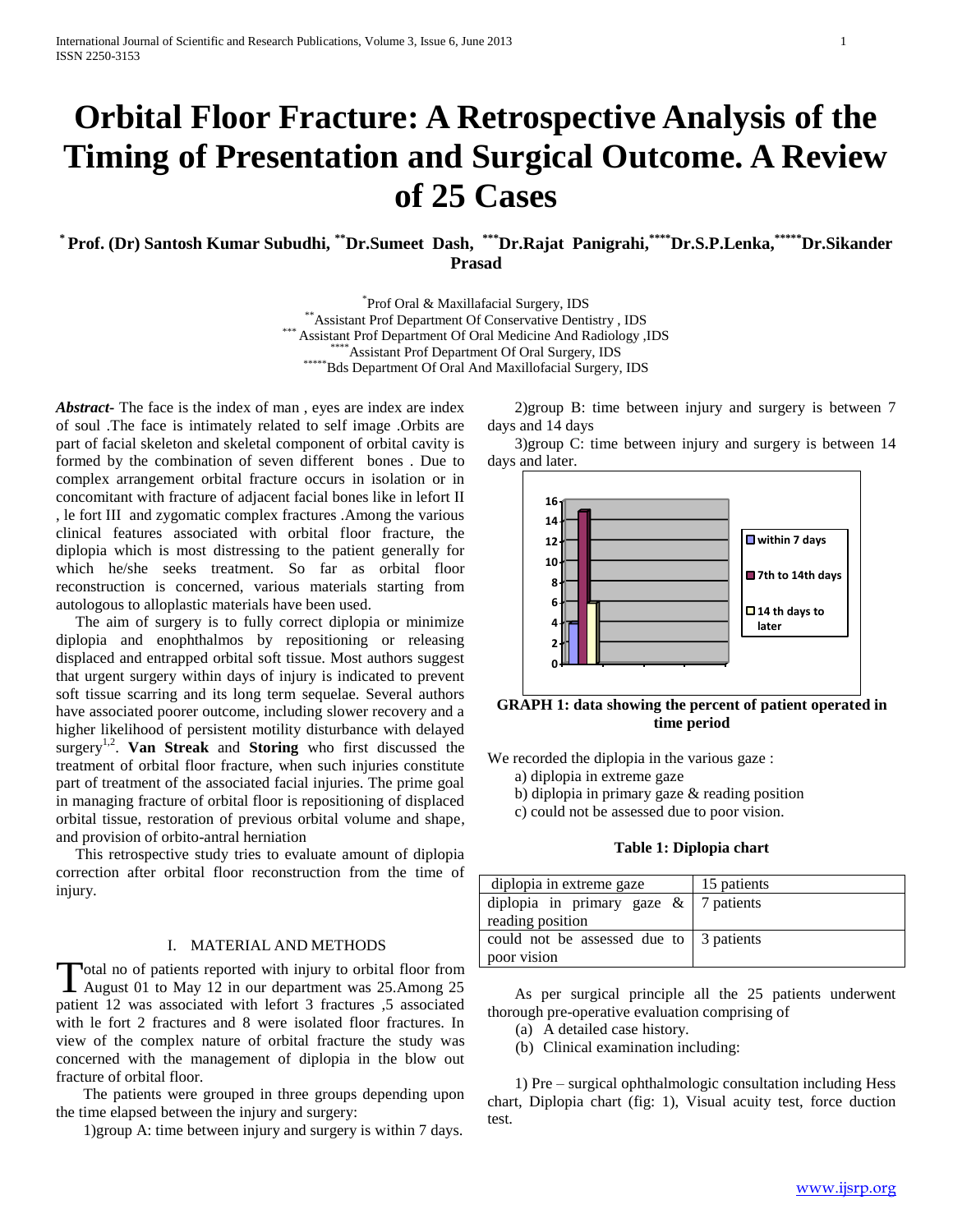# Orbital Floor Fracture: A Retrospective Analysis of the Timing of Presentation and Surgical Outcome. A Review of 25 Cases

**[*] Prof. (Dr) Santosh Kumar Subudhi, [**]Dr.Sumeet Dash, [***]Dr.Rajat Panigrahi,[****]Dr.S.P.Lenka,[*****]Dr.Sikander Prasad**

[*]Prof Oral & Maxillafacial Surgery, IDS
[**]Assistant Prof Department Of Conservative Dentistry , IDS
[***] Assistant Prof Department Of Oral Medicine And Radiology ,IDS
[****]Assistant Prof Department Of Oral Surgery, IDS
[*****]Bds Department Of Oral And Maxillofacial Surgery, IDS

***Abstract***- The face is the index of man , eyes are index are index of soul .The face is intimately related to self image .Orbits are part of facial skeleton and skeletal component of orbital cavity is formed by the combination of seven different bones . Due to complex arrangement orbital fracture occurs in isolation or in concomitant with fracture of adjacent facial bones like in lefort II , le fort III and zygomatic complex fractures .Among the various clinical features associated with orbital floor fracture, the diplopia which is most distressing to the patient generally for which he/she seeks treatment. So far as orbital floor reconstruction is concerned, various materials starting from autologous to alloplastic materials have been used.

The aim of surgery is to fully correct diplopia or minimize diplopia and enophthalmos by repositioning or releasing displaced and entrapped orbital soft tissue. Most authors suggest that urgent surgery within days of injury is indicated to prevent soft tissue scarring and its long term sequelae. Several authors have associated poorer outcome, including slower recovery and a higher likelihood of persistent motility disturbance with delayed surgery[1,2]. **Van Streak** and **Storing** who first discussed the treatment of orbital floor fracture, when such injuries constitute part of treatment of the associated facial injuries. The prime goal in managing fracture of orbital floor is repositioning of displaced orbital tissue, restoration of previous orbital volume and shape, and provision of orbito-antral herniation

This retrospective study tries to evaluate amount of diplopia correction after orbital floor reconstruction from the time of injury.

## I. MATERIAL AND METHODS

Total no of patients reported with injury to orbital floor from August 01 to May 12 in our department was 25.Among 25 patient 12 was associated with lefort 3 fractures ,5 associated with le fort 2 fractures and 8 were isolated floor fractures. In view of the complex nature of orbital fracture the study was concerned with the management of diplopia in the blow out fracture of orbital floor.

The patients were grouped in three groups depending upon the time elapsed between the injury and surgery:

1)group A: time between injury and surgery is within 7 days.

2)group B: time between injury and surgery is between 7 days and 14 days

3)group C: time between injury and surgery is between 14 days and later.

**GRAPH 1: data showing the percent of patient operated in time period**

We recorded the diplopia in the various gaze :

a) diplopia in extreme gaze
b) diplopia in primary gaze & reading position
c) could not be assessed due to poor vision.

**Table 1: Diplopia chart**

| diplopia in extreme gaze | 15 patients |
|---|---|
| diplopia in primary gaze & reading position | 7 patients |
| could not be assessed due to poor vision | 3 patients |

As per surgical principle all the 25 patients underwent thorough pre-operative evaluation comprising of

(a) A detailed case history.
(b) Clinical examination including:

1) Pre – surgical ophthalmologic consultation including Hess chart, Diplopia chart (fig: 1), Visual acuity test, force duction test.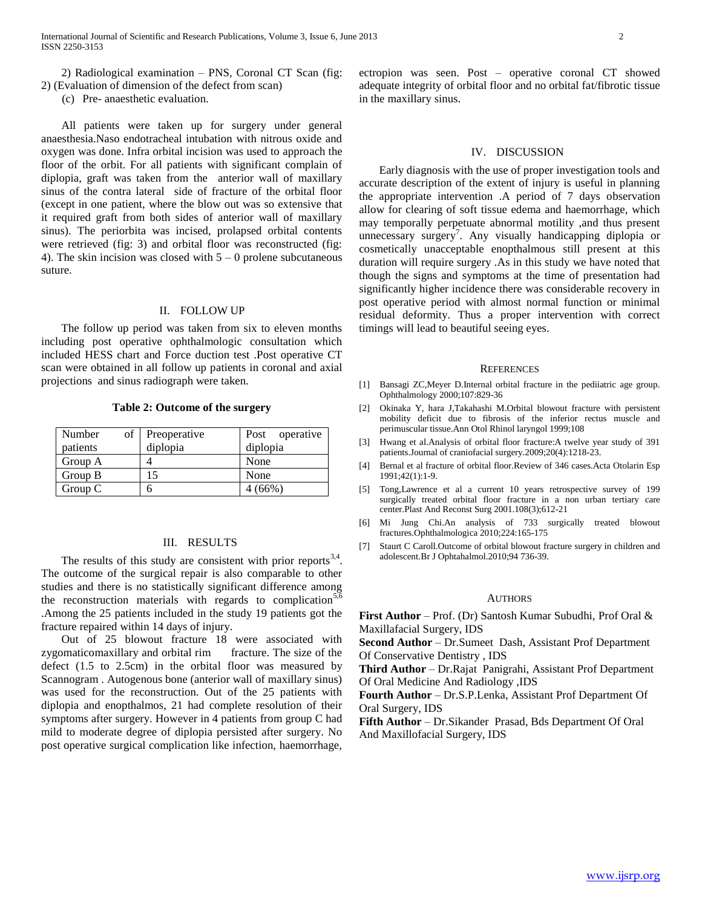2) Radiological examination – PNS, Coronal CT Scan (fig: 2) (Evaluation of dimension of the defect from scan)

(c) Pre- anaesthetic evaluation.

All patients were taken up for surgery under general anaesthesia.Naso endotracheal intubation with nitrous oxide and oxygen was done. Infra orbital incision was used to approach the floor of the orbit. For all patients with significant complain of diplopia, graft was taken from the anterior wall of maxillary sinus of the contra lateral side of fracture of the orbital floor (except in one patient, where the blow out was so extensive that it required graft from both sides of anterior wall of maxillary sinus). The periorbita was incised, prolapsed orbital contents were retrieved (fig: 3) and orbital floor was reconstructed (fig: 4). The skin incision was closed with 5 – 0 prolene subcutaneous suture.

## II. Follow Up

The follow up period was taken from six to eleven months including post operative ophthalmologic consultation which included HESS chart and Force duction test .Post operative CT scan were obtained in all follow up patients in coronal and axial projections and sinus radiograph were taken.

**Table 2: Outcome of the surgery**

| Number of patients | Preoperative diplopia | Post operative diplopia |
|---|---|---|
| Group A | 4 | None |
| Group B | 15 | None |
| Group C | 6 | 4 (66%) |

## III. Results

The results of this study are consistent with prior reports[3,4]. The outcome of the surgical repair is also comparable to other studies and there is no statistically significant difference among the reconstruction materials with regards to complication[5,6] .Among the 25 patients included in the study 19 patients got the fracture repaired within 14 days of injury.

Out of 25 blowout fracture 18 were associated with zygomaticomaxillary and orbital rim fracture. The size of the defect (1.5 to 2.5cm) in the orbital floor was measured by Scannogram . Autogenous bone (anterior wall of maxillary sinus) was used for the reconstruction. Out of the 25 patients with diplopia and enopthalmos, 21 had complete resolution of their symptoms after surgery. However in 4 patients from group C had mild to moderate degree of diplopia persisted after surgery. No post operative surgical complication like infection, haemorrhage, ectropion was seen. Post – operative coronal CT showed adequate integrity of orbital floor and no orbital fat/fibrotic tissue in the maxillary sinus.

## IV. Discussion

Early diagnosis with the use of proper investigation tools and accurate description of the extent of injury is useful in planning the appropriate intervention .A period of 7 days observation allow for clearing of soft tissue edema and haemorrhage, which may temporally perpetuate abnormal motility ,and thus present unnecessary surgery[7]. Any visually handicapping diplopia or cosmetically unacceptable enopthalmous still present at this duration will require surgery .As in this study we have noted that though the signs and symptoms at the time of presentation had significantly higher incidence there was considerable recovery in post operative period with almost normal function or minimal residual deformity. Thus a proper intervention with correct timings will lead to beautiful seeing eyes.

## References

[1] Bansagi ZC,Meyer D.Internal orbital fracture in the pediiatric age group. Ophthalmology 2000;107:829-36

[2] Okinaka Y, hara J,Takahashi M.Orbital blowout fracture with persistent mobility deficit due to fibrosis of the inferior rectus muscle and perimuscular tissue.Ann Otol Rhinol laryngol 1999;108

[3] Hwang et al.Analysis of orbital floor fracture:A twelve year study of 391 patients.Journal of craniofacial surgery.2009;20(4):1218-23.

[4] Bernal et al fracture of orbital floor.Review of 346 cases.Acta Otolarin Esp 1991;42(1):1-9.

[5] Tong,Lawrence et al a current 10 years retrospective survey of 199 surgically treated orbital floor fracture in a non urban tertiary care center.Plast And Reconst Surg 2001.108(3);612-21

[6] Mi Jung Chi.An analysis of 733 surgically treated blowout fractures.Ophthalmologica 2010;224:165-175

[7] Staurt C Caroll.Outcome of orbital blowout fracture surgery in children and adolescent.Br J Ophtahalmol.2010;94 736-39.

## Authors

**First Author** – Prof. (Dr) Santosh Kumar Subudhi, Prof Oral & Maxillafacial Surgery, IDS

**Second Author** – Dr.Sumeet Dash, Assistant Prof Department Of Conservative Dentistry , IDS

**Third Author** – Dr.Rajat Panigrahi, Assistant Prof Department Of Oral Medicine And Radiology ,IDS

**Fourth Author** – Dr.S.P.Lenka, Assistant Prof Department Of Oral Surgery, IDS

**Fifth Author** – Dr.Sikander Prasad, Bds Department Of Oral And Maxillofacial Surgery, IDS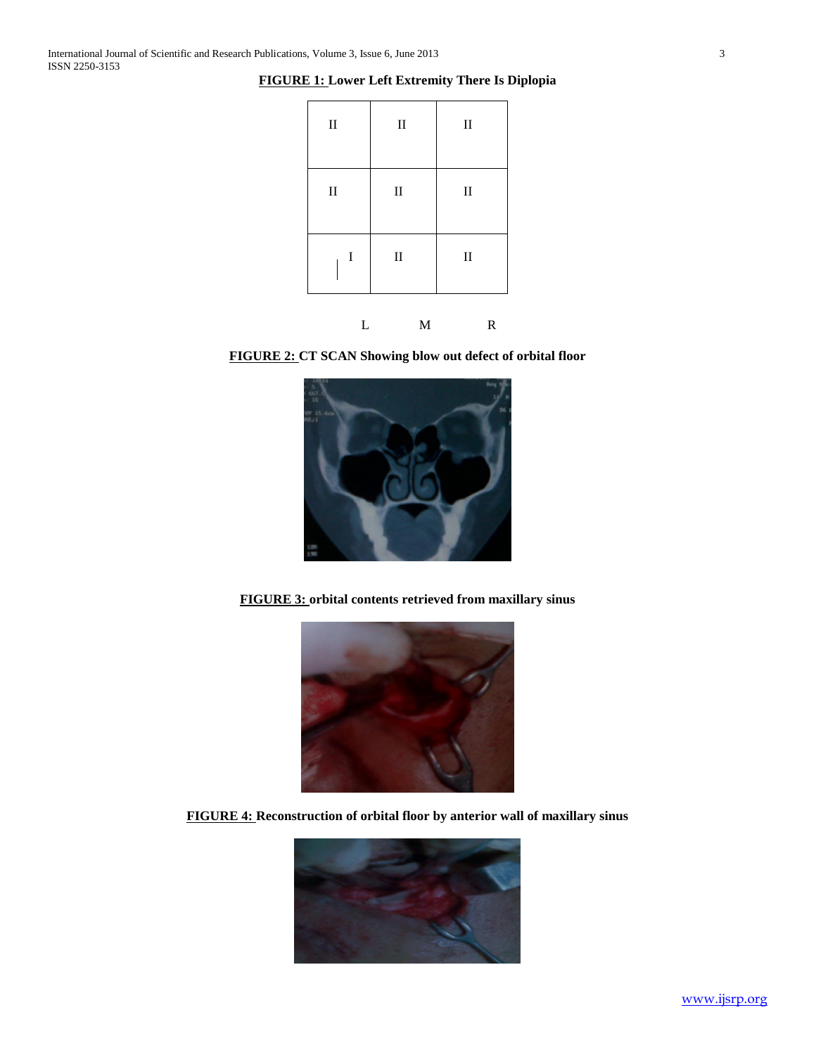**FIGURE 1: Lower Left Extremity There Is Diplopia**

| | | |
|---|---|---|
| II | II | II |
| II | II | II |
| I | II | II |

L M R

**FIGURE 2: CT SCAN Showing blow out defect of orbital floor**

**FIGURE 3: orbital contents retrieved from maxillary sinus**

**FIGURE 4: Reconstruction of orbital floor by anterior wall of maxillary sinus**